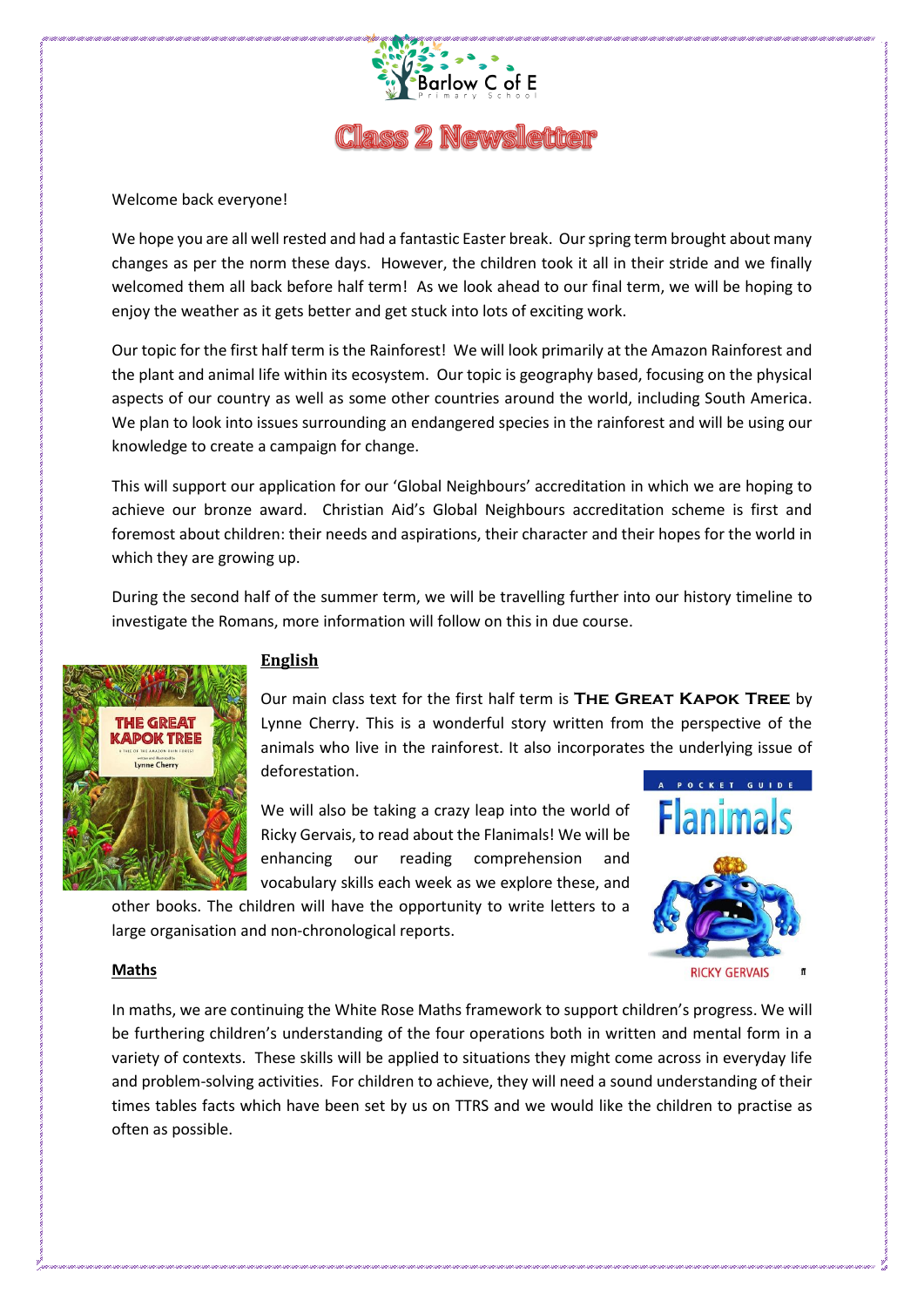# Class 2 Newsletter

Welcome back everyone!

We hope you are all well rested and had a fantastic Easter break. Our spring term brought about many changes as per the norm these days. However, the children took it all in their stride and we finally welcomed them all back before half term! As we look ahead to our final term, we will be hoping to enjoy the weather as it gets better and get stuck into lots of exciting work.

Our topic for the first half term is the Rainforest! We will look primarily at the Amazon Rainforest and the plant and animal life within its ecosystem. Our topic is geography based, focusing on the physical aspects of our country as well as some other countries around the world, including South America. We plan to look into issues surrounding an endangered species in the rainforest and will be using our knowledge to create a campaign for change.

This will support our application for our 'Global Neighbours' accreditation in which we are hoping to achieve our bronze award. Christian Aid's Global Neighbours accreditation scheme is first and foremost about children: their needs and aspirations, their character and their hopes for the world in which they are growing up.

During the second half of the summer term, we will be travelling further into our history timeline to investigate the Romans, more information will follow on this in due course.

## English

Our main class text for the first half term is **The Great Kapok Tree** by Lynne Cherry. This is a wonderful story written from the perspective of the animals who live in the rainforest. It also incorporates the underlying issue of deforestation.

We will also be taking a crazy leap into the world of Ricky Gervais, to read about the Flanimals! We will be enhancing our reading comprehension and vocabulary skills each week as we explore these, and other books. The children will have the opportunity to write letters to a large organisation and non-chronological reports.

## Maths

In maths, we are continuing the White Rose Maths framework to support children's progress. We will be furthering children's understanding of the four operations both in written and mental form in a variety of contexts. These skills will be applied to situations they might come across in everyday life and problem-solving activities. For children to achieve, they will need a sound understanding of their times tables facts which have been set by us on TTRS and we would like the children to practise as often as possible.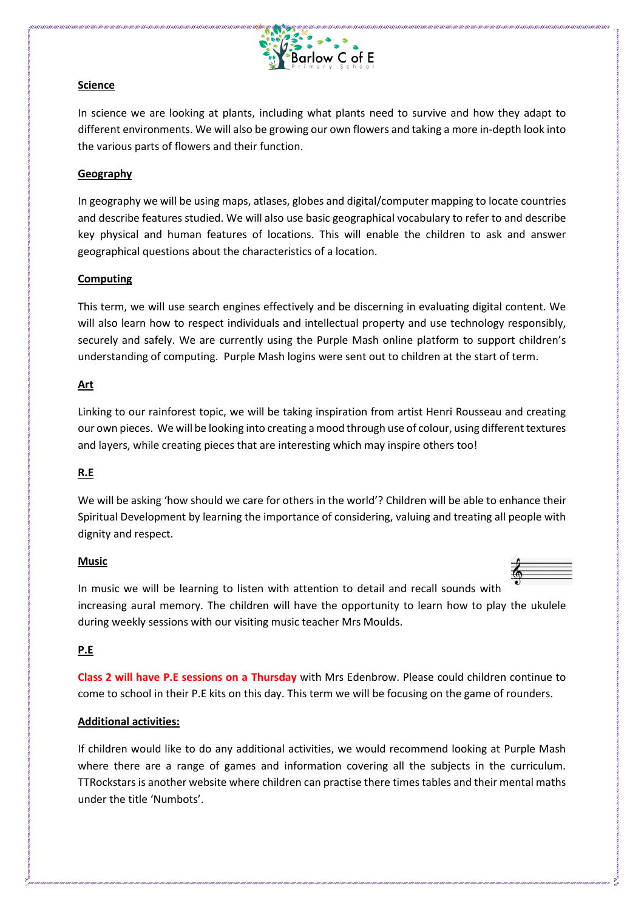**Science**

In science we are looking at plants, including what plants need to survive and how they adapt to different environments. We will also be growing our own flowers and taking a more in-depth look into the various parts of flowers and their function.

**Geography**

In geography we will be using maps, atlases, globes and digital/computer mapping to locate countries and describe features studied. We will also use basic geographical vocabulary to refer to and describe key physical and human features of locations. This will enable the children to ask and answer geographical questions about the characteristics of a location.

**Computing**

This term, we will use search engines effectively and be discerning in evaluating digital content. We will also learn how to respect individuals and intellectual property and use technology responsibly, securely and safely. We are currently using the Purple Mash online platform to support children's understanding of computing. Purple Mash logins were sent out to children at the start of term.

**Art**

Linking to our rainforest topic, we will be taking inspiration from artist Henri Rousseau and creating our own pieces. We will be looking into creating a mood through use of colour, using different textures and layers, while creating pieces that are interesting which may inspire others too!

**R.E**

We will be asking 'how should we care for others in the world'? Children will be able to enhance their Spiritual Development by learning the importance of considering, valuing and treating all people with dignity and respect.

**Music**

In music we will be learning to listen with attention to detail and recall sounds with increasing aural memory. The children will have the opportunity to learn how to play the ukulele during weekly sessions with our visiting music teacher Mrs Moulds.

**P.E**

**Class 2 will have P.E sessions on a Thursday** with Mrs Edenbrow. Please could children continue to come to school in their P.E kits on this day. This term we will be focusing on the game of rounders.

**Additional activities:**

If children would like to do any additional activities, we would recommend looking at Purple Mash where there are a range of games and information covering all the subjects in the curriculum. TTRockstars is another website where children can practise there times tables and their mental maths under the title 'Numbots'.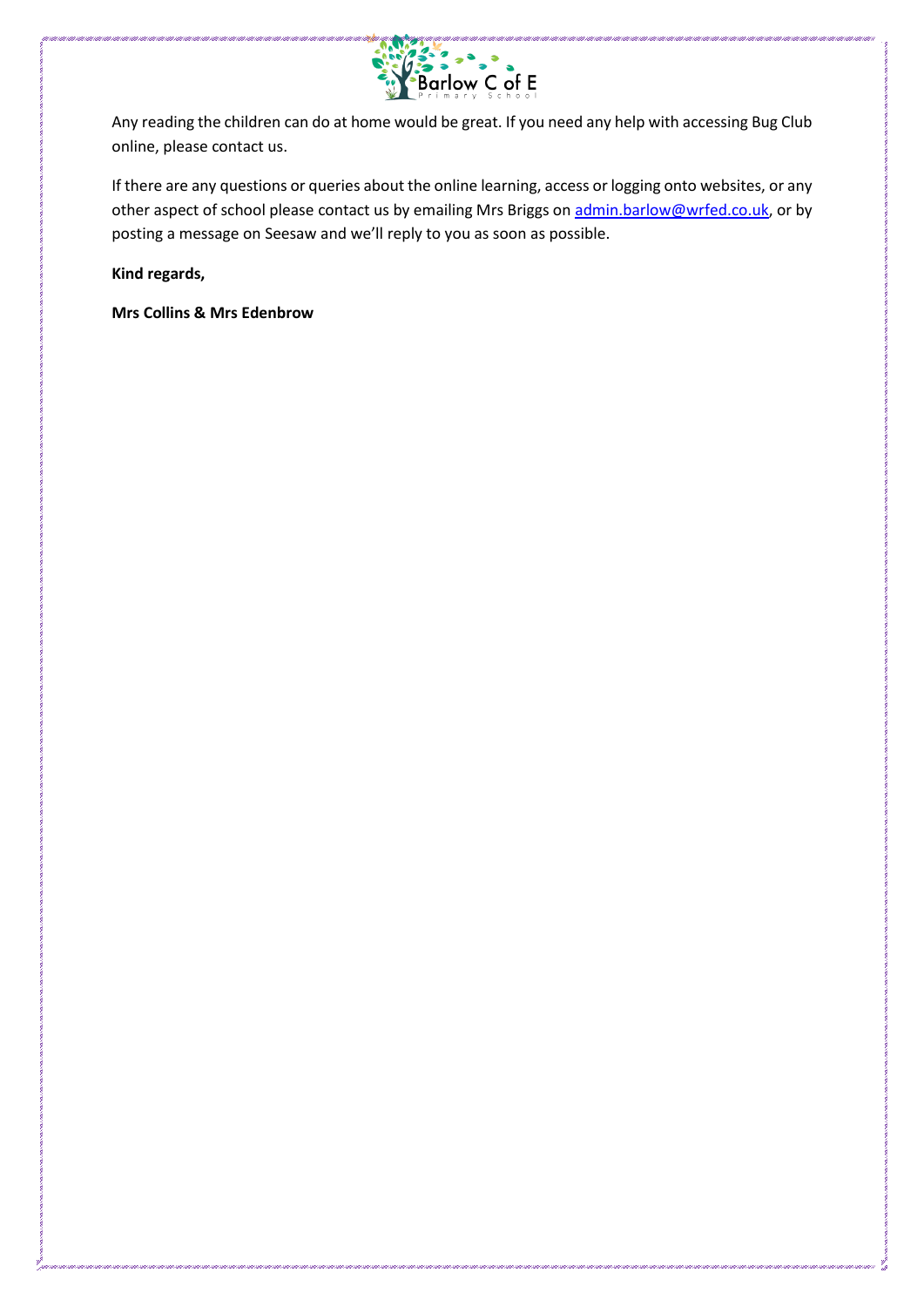Any reading the children can do at home would be great. If you need any help with accessing Bug Club online, please contact us.

If there are any questions or queries about the online learning, access or logging onto websites, or any other aspect of school please contact us by emailing Mrs Briggs on admin.barlow@wrfed.co.uk, or by posting a message on Seesaw and we'll reply to you as soon as possible.

**Kind regards,**

**Mrs Collins & Mrs Edenbrow**